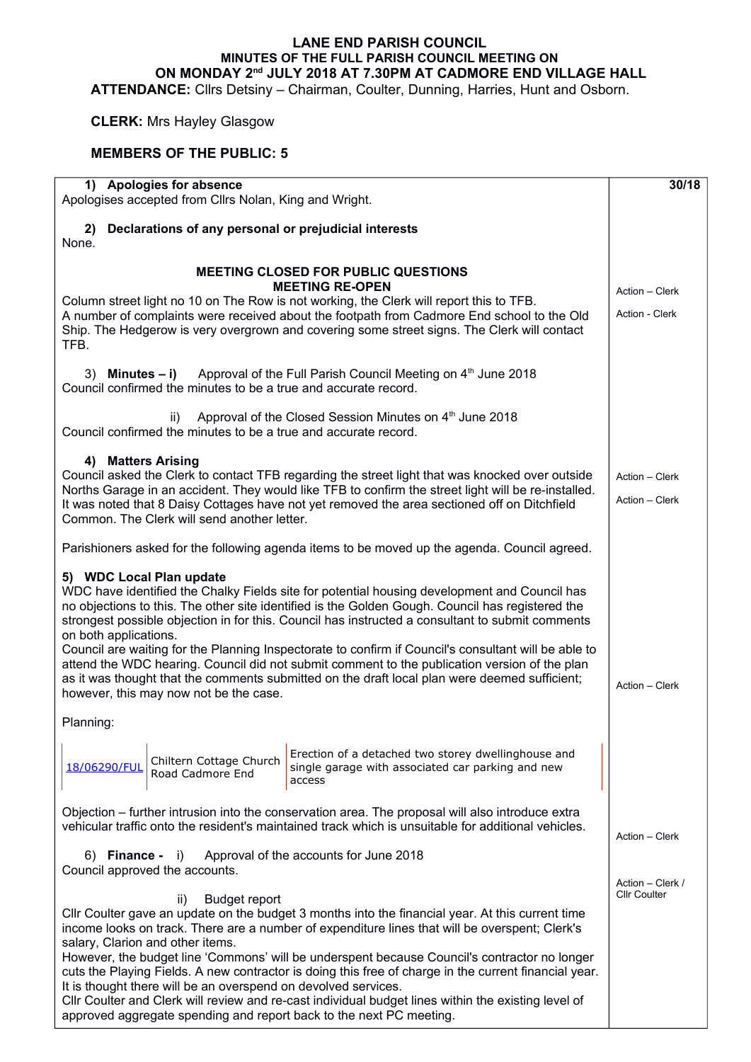# LANE END PARISH COUNCIL

## MINUTES OF THE FULL PARISH COUNCIL MEETING ON MONDAY 2nd JULY 2018 AT 7.30PM AT CADMORE END VILLAGE HALL

**ATTENDANCE:** Cllrs Detsiny – Chairman, Coulter, Dunning, Harries, Hunt and Osborn.

**CLERK:** Mrs Hayley Glasgow

**MEMBERS OF THE PUBLIC: 5**

**30/18**

**1) Apologies for absence**

Apologises accepted from Cllrs Nolan, King and Wright.

**2) Declarations of any personal or prejudicial interests**

None.

**MEETING CLOSED FOR PUBLIC QUESTIONS**
**MEETING RE-OPEN**

Column street light no 10 on The Row is not working, the Clerk will report this to TFB. *(Action – Clerk)*

A number of complaints were received about the footpath from Cadmore End school to the Old Ship. The Hedgerow is very overgrown and covering some street signs. The Clerk will contact TFB. *(Action - Clerk)*

3) **Minutes – i)** Approval of the Full Parish Council Meeting on 4th June 2018

Council confirmed the minutes to be a true and accurate record.

ii) Approval of the Closed Session Minutes on 4th June 2018

Council confirmed the minutes to be a true and accurate record.

**4) Matters Arising**

Council asked the Clerk to contact TFB regarding the street light that was knocked over outside Norths Garage in an accident. They would like TFB to confirm the street light will be re-installed. *(Action – Clerk)*

It was noted that 8 Daisy Cottages have not yet removed the area sectioned off on Ditchfield Common. The Clerk will send another letter. *(Action – Clerk)*

Parishioners asked for the following agenda items to be moved up the agenda. Council agreed.

**5) WDC Local Plan update**

WDC have identified the Chalky Fields site for potential housing development and Council has no objections to this. The other site identified is the Golden Gough. Council has registered the strongest possible objection in for this. Council has instructed a consultant to submit comments on both applications.

Council are waiting for the Planning Inspectorate to confirm if Council's consultant will be able to attend the WDC hearing. Council did not submit comment to the publication version of the plan as it was thought that the comments submitted on the draft local plan were deemed sufficient; however, this may now not be the case. *(Action – Clerk)*

Planning:

| 18/06290/FUL | Chiltern Cottage Church Road Cadmore End | Erection of a detached two storey dwellinghouse and single garage with associated car parking and new access |
|---|---|---|

Objection – further intrusion into the conservation area. The proposal will also introduce extra vehicular traffic onto the resident's maintained track which is unsuitable for additional vehicles. *(Action – Clerk)*

6) **Finance -** i) Approval of the accounts for June 2018

Council approved the accounts.

ii) Budget report *(Action – Clerk / Cllr Coulter)*

Cllr Coulter gave an update on the budget 3 months into the financial year. At this current time income looks on track. There are a number of expenditure lines that will be overspent; Clerk's salary, Clarion and other items.

However, the budget line 'Commons' will be underspent because Council's contractor no longer cuts the Playing Fields. A new contractor is doing this free of charge in the current financial year. It is thought there will be an overspend on devolved services.

Cllr Coulter and Clerk will review and re-cast individual budget lines within the existing level of approved aggregate spending and report back to the next PC meeting.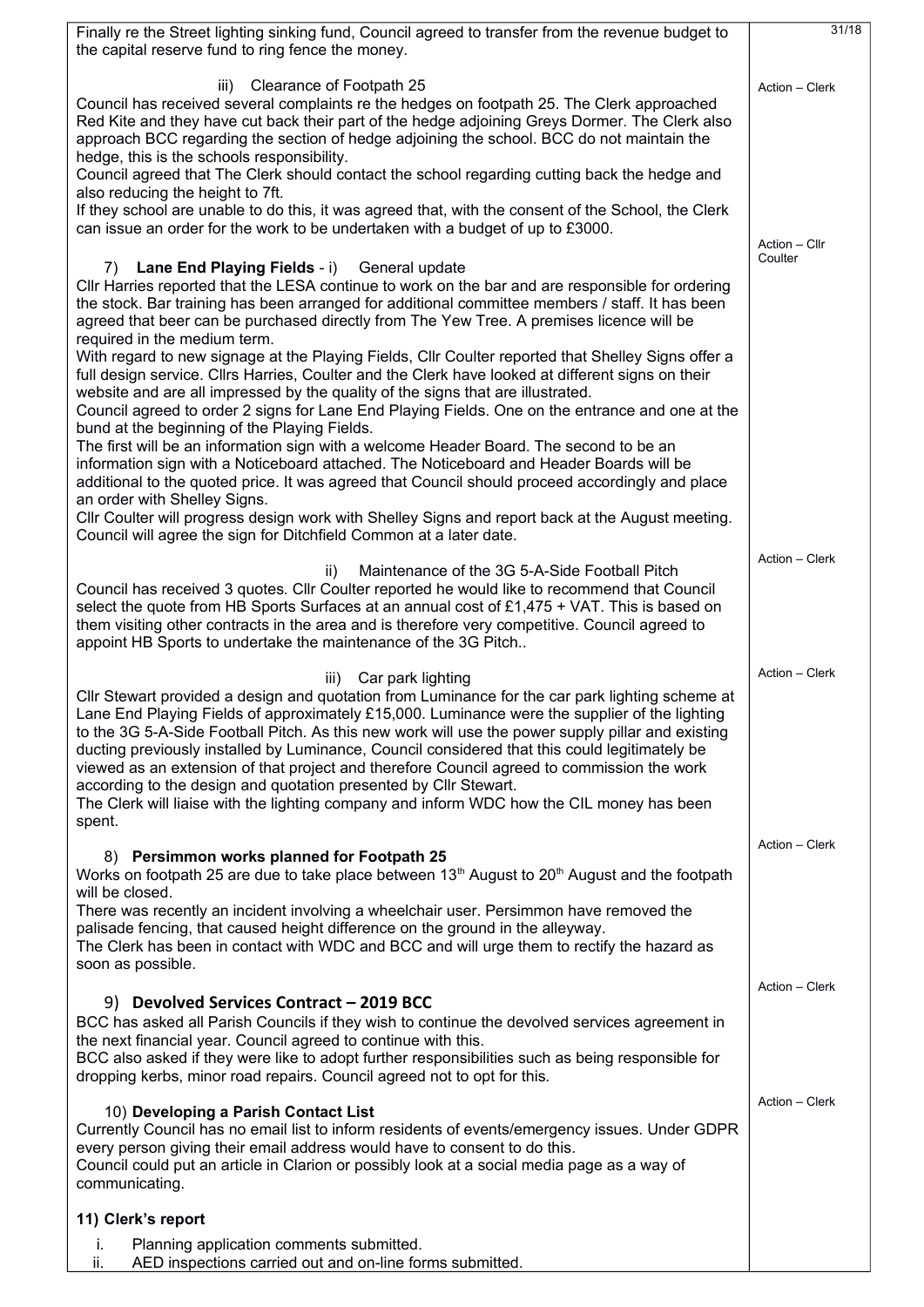Finally re the Street lighting sinking fund, Council agreed to transfer from the revenue budget to the capital reserve fund to ring fence the money.

iii) Clearance of Footpath 25

Action – Clerk

Council has received several complaints re the hedges on footpath 25. The Clerk approached Red Kite and they have cut back their part of the hedge adjoining Greys Dormer. The Clerk also approach BCC regarding the section of hedge adjoining the school. BCC do not maintain the hedge, this is the schools responsibility.
Council agreed that The Clerk should contact the school regarding cutting back the hedge and also reducing the height to 7ft.
If they school are unable to do this, it was agreed that, with the consent of the School, the Clerk can issue an order for the work to be undertaken with a budget of up to £3000.

Action – Cllr Coulter

7) **Lane End Playing Fields** - i) General update

Cllr Harries reported that the LESA continue to work on the bar and are responsible for ordering the stock. Bar training has been arranged for additional committee members / staff. It has been agreed that beer can be purchased directly from The Yew Tree. A premises licence will be required in the medium term.
With regard to new signage at the Playing Fields, Cllr Coulter reported that Shelley Signs offer a full design service. Cllrs Harries, Coulter and the Clerk have looked at different signs on their website and are all impressed by the quality of the signs that are illustrated.
Council agreed to order 2 signs for Lane End Playing Fields. One on the entrance and one at the bund at the beginning of the Playing Fields.
The first will be an information sign with a welcome Header Board. The second to be an information sign with a Noticeboard attached. The Noticeboard and Header Boards will be additional to the quoted price. It was agreed that Council should proceed accordingly and place an order with Shelley Signs.
Cllr Coulter will progress design work with Shelley Signs and report back at the August meeting.
Council will agree the sign for Ditchfield Common at a later date.

Action – Clerk

ii) Maintenance of the 3G 5-A-Side Football Pitch

Council has received 3 quotes. Cllr Coulter reported he would like to recommend that Council select the quote from HB Sports Surfaces at an annual cost of £1,475 + VAT. This is based on them visiting other contracts in the area and is therefore very competitive. Council agreed to appoint HB Sports to undertake the maintenance of the 3G Pitch..

Action – Clerk

iii) Car park lighting

Cllr Stewart provided a design and quotation from Luminance for the car park lighting scheme at Lane End Playing Fields of approximately £15,000. Luminance were the supplier of the lighting to the 3G 5-A-Side Football Pitch. As this new work will use the power supply pillar and existing ducting previously installed by Luminance, Council considered that this could legitimately be viewed as an extension of that project and therefore Council agreed to commission the work according to the design and quotation presented by Cllr Stewart.
The Clerk will liaise with the lighting company and inform WDC how the CIL money has been spent.

Action – Clerk

8) **Persimmon works planned for Footpath 25**

Works on footpath 25 are due to take place between 13th August to 20th August and the footpath will be closed.
There was recently an incident involving a wheelchair user. Persimmon have removed the palisade fencing, that caused height difference on the ground in the alleyway.
The Clerk has been in contact with WDC and BCC and will urge them to rectify the hazard as soon as possible.

Action – Clerk

9) **Devolved Services Contract – 2019 BCC**

BCC has asked all Parish Councils if they wish to continue the devolved services agreement in the next financial year. Council agreed to continue with this.
BCC also asked if they were like to adopt further responsibilities such as being responsible for dropping kerbs, minor road repairs. Council agreed not to opt for this.

Action – Clerk

10) **Developing a Parish Contact List**

Currently Council has no email list to inform residents of events/emergency issues. Under GDPR every person giving their email address would have to consent to do this.
Council could put an article in Clarion or possibly look at a social media page as a way of communicating.

**11) Clerk's report**

i. Planning application comments submitted.
ii. AED inspections carried out and on-line forms submitted.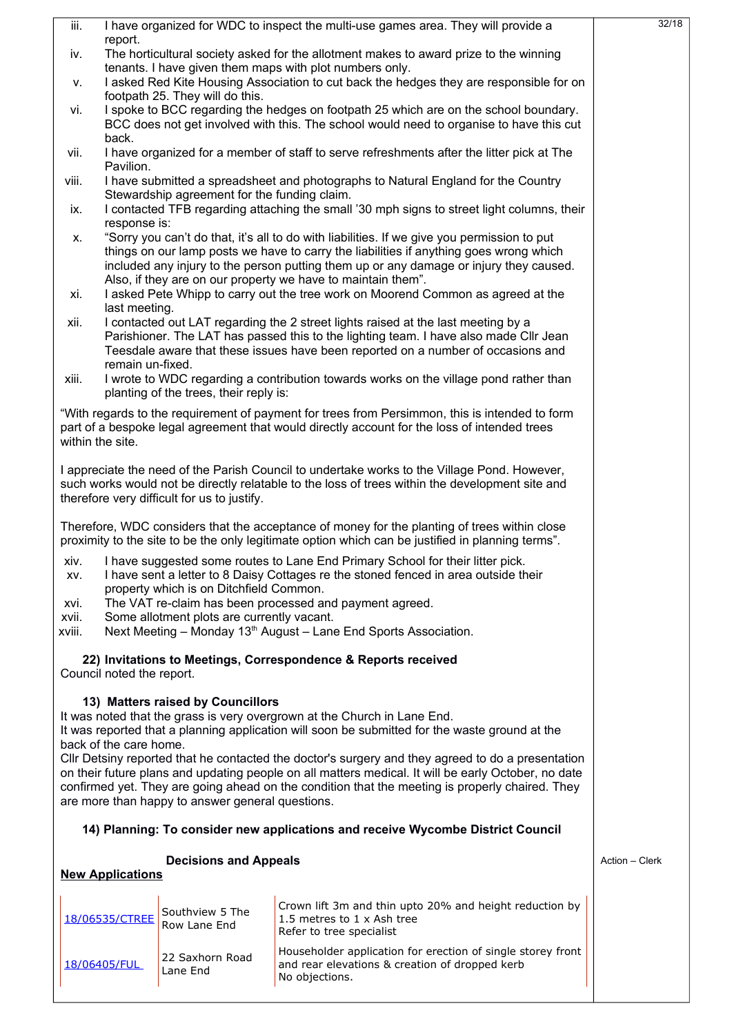iii. I have organized for WDC to inspect the multi-use games area. They will provide a report.

iv. The horticultural society asked for the allotment makes to award prize to the winning tenants. I have given them maps with plot numbers only.

v. I asked Red Kite Housing Association to cut back the hedges they are responsible for on footpath 25. They will do this.

vi. I spoke to BCC regarding the hedges on footpath 25 which are on the school boundary. BCC does not get involved with this. The school would need to organise to have this cut back.

vii. I have organized for a member of staff to serve refreshments after the litter pick at The Pavilion.

viii. I have submitted a spreadsheet and photographs to Natural England for the Country Stewardship agreement for the funding claim.

ix. I contacted TFB regarding attaching the small '30 mph signs to street light columns, their response is:

x. "Sorry you can't do that, it's all to do with liabilities. If we give you permission to put things on our lamp posts we have to carry the liabilities if anything goes wrong which included any injury to the person putting them up or any damage or injury they caused. Also, if they are on our property we have to maintain them".

xi. I asked Pete Whipp to carry out the tree work on Moorend Common as agreed at the last meeting.

xii. I contacted out LAT regarding the 2 street lights raised at the last meeting by a Parishioner. The LAT has passed this to the lighting team. I have also made Cllr Jean Teesdale aware that these issues have been reported on a number of occasions and remain un-fixed.

xiii. I wrote to WDC regarding a contribution towards works on the village pond rather than planting of the trees, their reply is:

"With regards to the requirement of payment for trees from Persimmon, this is intended to form part of a bespoke legal agreement that would directly account for the loss of intended trees within the site.

I appreciate the need of the Parish Council to undertake works to the Village Pond. However, such works would not be directly relatable to the loss of trees within the development site and therefore very difficult for us to justify.

Therefore, WDC considers that the acceptance of money for the planting of trees within close proximity to the site to be the only legitimate option which can be justified in planning terms".

xiv. I have suggested some routes to Lane End Primary School for their litter pick.

xv. I have sent a letter to 8 Daisy Cottages re the stoned fenced in area outside their property which is on Ditchfield Common.

xvi. The VAT re-claim has been processed and payment agreed.

xvii. Some allotment plots are currently vacant.

xviii. Next Meeting – Monday 13th August – Lane End Sports Association.

### 22) Invitations to Meetings, Correspondence & Reports received

Council noted the report.

### 13) Matters raised by Councillors

It was noted that the grass is very overgrown at the Church in Lane End.
It was reported that a planning application will soon be submitted for the waste ground at the back of the care home.
Cllr Detsiny reported that he contacted the doctor's surgery and they agreed to do a presentation on their future plans and updating people on all matters medical. It will be early October, no date confirmed yet. They are going ahead on the condition that the meeting is properly chaired. They are more than happy to answer general questions.

### 14) Planning: To consider new applications and receive Wycombe District Council Decisions and Appeals

Action – Clerk

**New Applications**

| | | |
|---|---|---|
| 18/06535/CTREE | Southview 5 The Row Lane End | Crown lift 3m and thin upto 20% and height reduction by 1.5 metres to 1 x Ash tree<br>Refer to tree specialist |
| 18/06405/FUL | 22 Saxhorn Road Lane End | Householder application for erection of single storey front and rear elevations & creation of dropped kerb<br>No objections. |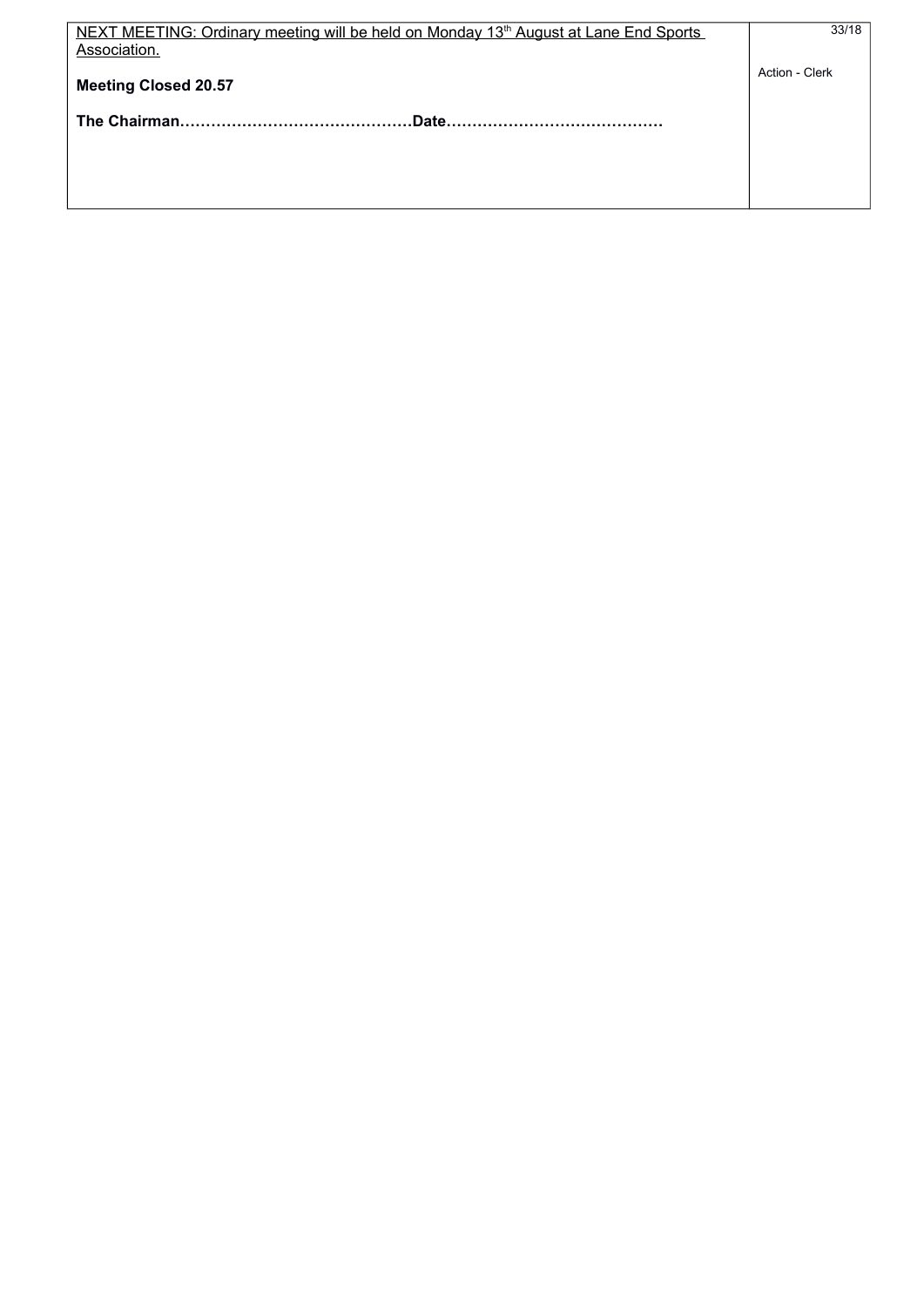| | |
|---|---|
| <u>NEXT MEETING: Ordinary meeting will be held on Monday 13th August at Lane End Sports Association.</u><br><br>**Meeting Closed 20.57**<br><br>**The Chairman……………………………………Date……………………………………** | 33/18<br><br>Action - Clerk |